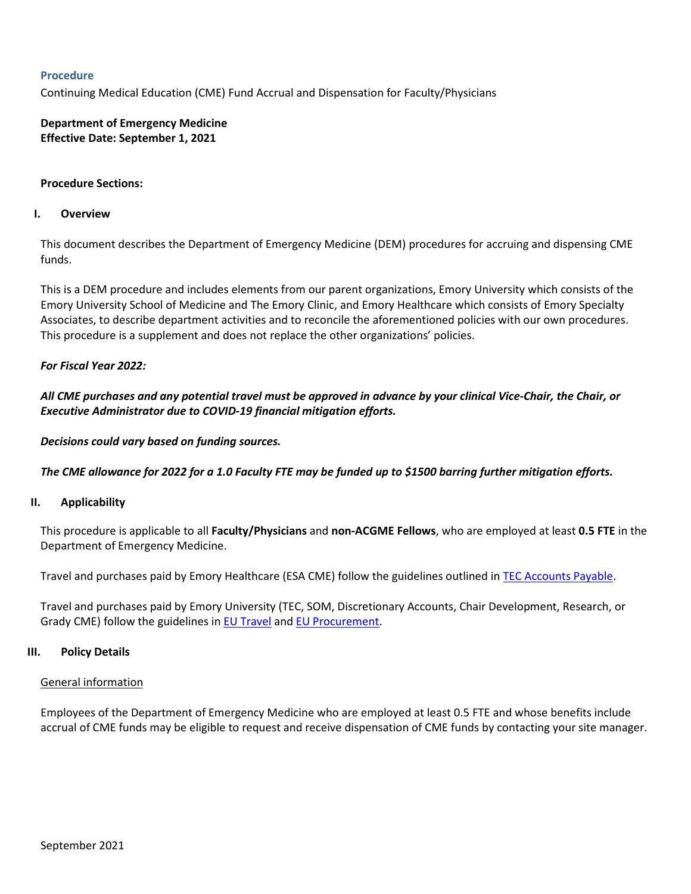**Procedure**

Continuing Medical Education (CME) Fund Accrual and Dispensation for Faculty/Physicians

**Department of Emergency Medicine**
**Effective Date: September 1, 2021**

**Procedure Sections:**

## I. Overview

This document describes the Department of Emergency Medicine (DEM) procedures for accruing and dispensing CME funds.

This is a DEM procedure and includes elements from our parent organizations, Emory University which consists of the Emory University School of Medicine and The Emory Clinic, and Emory Healthcare which consists of Emory Specialty Associates, to describe department activities and to reconcile the aforementioned policies with our own procedures. This procedure is a supplement and does not replace the other organizations' policies.

***For Fiscal Year 2022:***

***All CME purchases and any potential travel must be approved in advance by your clinical Vice-Chair, the Chair, or Executive Administrator due to COVID-19 financial mitigation efforts.***

***Decisions could vary based on funding sources.***

***The CME allowance for 2022 for a 1.0 Faculty FTE may be funded up to $1500 barring further mitigation efforts.***

## II. Applicability

This procedure is applicable to all **Faculty/Physicians** and **non-ACGME Fellows**, who are employed at least **0.5 FTE** in the Department of Emergency Medicine.

Travel and purchases paid by Emory Healthcare (ESA CME) follow the guidelines outlined in TEC Accounts Payable.

Travel and purchases paid by Emory University (TEC, SOM, Discretionary Accounts, Chair Development, Research, or Grady CME) follow the guidelines in EU Travel and EU Procurement.

## III. Policy Details

General information

Employees of the Department of Emergency Medicine who are employed at least 0.5 FTE and whose benefits include accrual of CME funds may be eligible to request and receive dispensation of CME funds by contacting your site manager.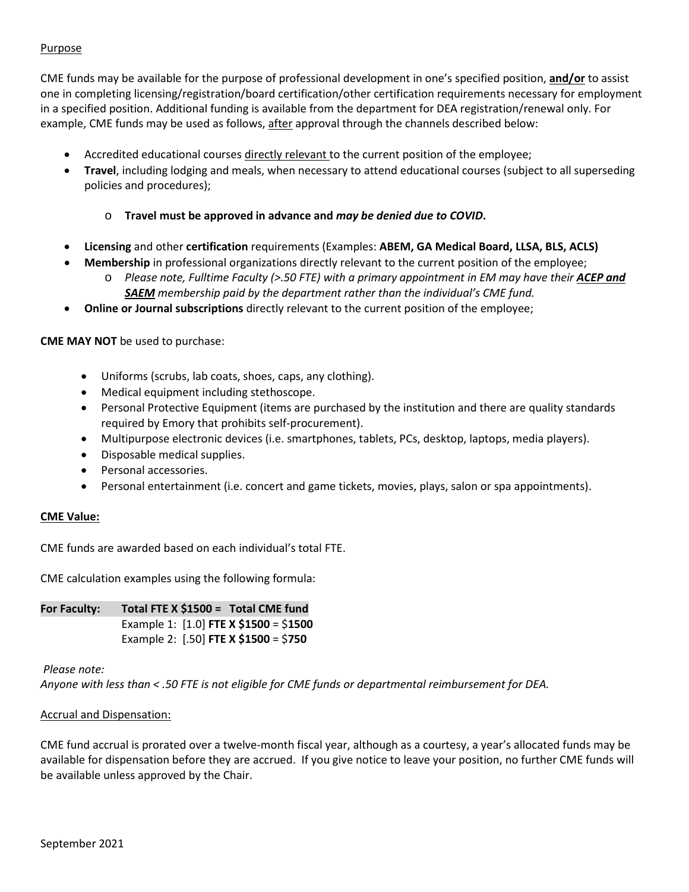Purpose

CME funds may be available for the purpose of professional development in one's specified position, **and/or** to assist one in completing licensing/registration/board certification/other certification requirements necessary for employment in a specified position. Additional funding is available from the department for DEA registration/renewal only. For example, CME funds may be used as follows, after approval through the channels described below:

- Accredited educational courses directly relevant to the current position of the employee;
- **Travel**, including lodging and meals, when necessary to attend educational courses (subject to all superseding policies and procedures);
  - **Travel must be approved in advance and *may be denied due to COVID*.**
- **Licensing** and other **certification** requirements (Examples: **ABEM, GA Medical Board, LLSA, BLS, ACLS)**
- **Membership** in professional organizations directly relevant to the current position of the employee;
  - *Please note, Fulltime Faculty (>.50 FTE) with a primary appointment in EM may have their **ACEP and SAEM** membership paid by the department rather than the individual's CME fund.*
- **Online or Journal subscriptions** directly relevant to the current position of the employee;

**CME MAY NOT** be used to purchase:

- Uniforms (scrubs, lab coats, shoes, caps, any clothing).
- Medical equipment including stethoscope.
- Personal Protective Equipment (items are purchased by the institution and there are quality standards required by Emory that prohibits self-procurement).
- Multipurpose electronic devices (i.e. smartphones, tablets, PCs, desktop, laptops, media players).
- Disposable medical supplies.
- Personal accessories.
- Personal entertainment (i.e. concert and game tickets, movies, plays, salon or spa appointments).

**CME Value:**

CME funds are awarded based on each individual's total FTE.

CME calculation examples using the following formula:

**For Faculty:** **Total FTE X $1500 = Total CME fund**
Example 1: [1.0] **FTE X $1500** = $**1500**
Example 2: [.50] **FTE X $1500** = $**750**

*Please note:*
*Anyone with less than < .50 FTE is not eligible for CME funds or departmental reimbursement for DEA.*

Accrual and Dispensation:

CME fund accrual is prorated over a twelve-month fiscal year, although as a courtesy, a year's allocated funds may be available for dispensation before they are accrued. If you give notice to leave your position, no further CME funds will be available unless approved by the Chair.

September 2021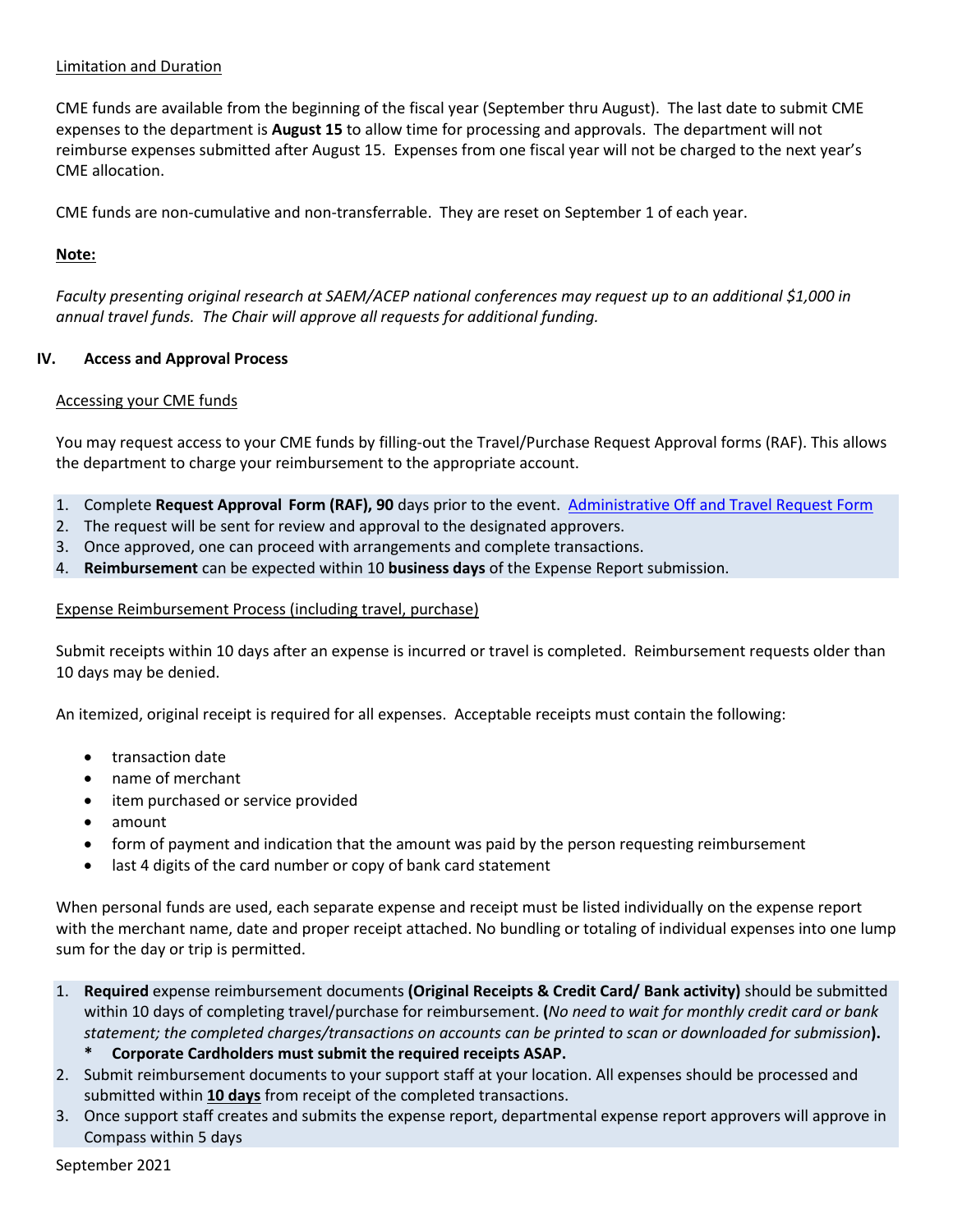Limitation and Duration

CME funds are available from the beginning of the fiscal year (September thru August). The last date to submit CME expenses to the department is **August 15** to allow time for processing and approvals. The department will not reimburse expenses submitted after August 15. Expenses from one fiscal year will not be charged to the next year's CME allocation.

CME funds are non-cumulative and non-transferrable. They are reset on September 1 of each year.

**Note:**

*Faculty presenting original research at SAEM/ACEP national conferences may request up to an additional $1,000 in annual travel funds. The Chair will approve all requests for additional funding.*

## IV. Access and Approval Process

Accessing your CME funds

You may request access to your CME funds by filling-out the Travel/Purchase Request Approval forms (RAF). This allows the department to charge your reimbursement to the appropriate account.

1. Complete **Request Approval Form (RAF), 90** days prior to the event. Administrative Off and Travel Request Form
2. The request will be sent for review and approval to the designated approvers.
3. Once approved, one can proceed with arrangements and complete transactions.
4. **Reimbursement** can be expected within 10 **business days** of the Expense Report submission.

Expense Reimbursement Process (including travel, purchase)

Submit receipts within 10 days after an expense is incurred or travel is completed. Reimbursement requests older than 10 days may be denied.

An itemized, original receipt is required for all expenses. Acceptable receipts must contain the following:

- transaction date
- name of merchant
- item purchased or service provided
- amount
- form of payment and indication that the amount was paid by the person requesting reimbursement
- last 4 digits of the card number or copy of bank card statement

When personal funds are used, each separate expense and receipt must be listed individually on the expense report with the merchant name, date and proper receipt attached. No bundling or totaling of individual expenses into one lump sum for the day or trip is permitted.

1. **Required** expense reimbursement documents **(Original Receipts & Credit Card/ Bank activity)** should be submitted within 10 days of completing travel/purchase for reimbursement. **(***No need to wait for monthly credit card or bank statement; the completed charges/transactions on accounts can be printed to scan or downloaded for submission***).**
   **\* Corporate Cardholders must submit the required receipts ASAP.**
2. Submit reimbursement documents to your support staff at your location. All expenses should be processed and submitted within **10 days** from receipt of the completed transactions.
3. Once support staff creates and submits the expense report, departmental expense report approvers will approve in Compass within 5 days

September 2021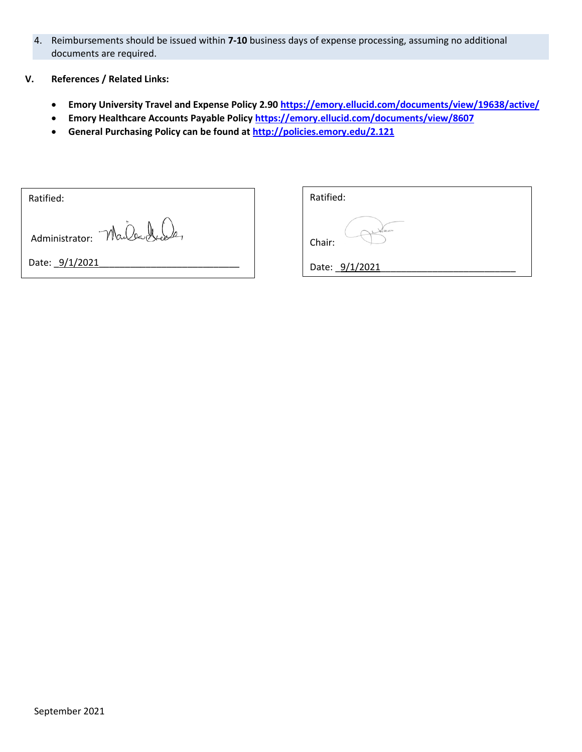4. Reimbursements should be issued within **7-10** business days of expense processing, assuming no additional documents are required.

## V. References / Related Links:

- **Emory University Travel and Expense Policy 2.90 https://emory.ellucid.com/documents/view/19638/active/**
- **Emory Healthcare Accounts Payable Policy https://emory.ellucid.com/documents/view/8607**
- **General Purchasing Policy can be found at http://policies.emory.edu/2.121**

Ratified:

Administrator:

Date: 9/1/2021

Ratified:

Chair:

Date: 9/1/2021

September 2021